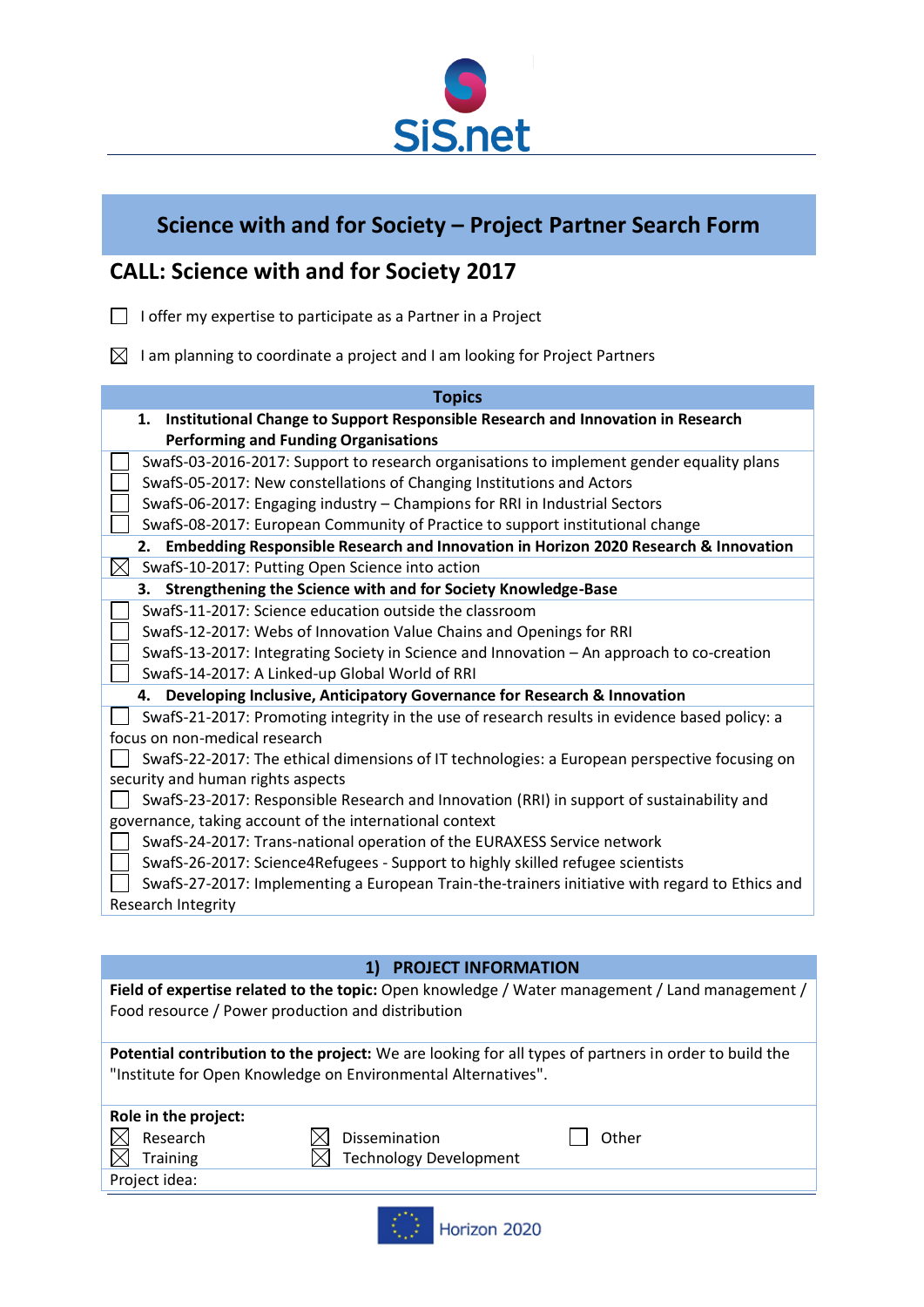# Science with and for Society – Project Partner Search Form

## CALL: Science with and for Society 2017

☐ I offer my expertise to participate as a Partner in a Project

☒ I am planning to coordinate a project and I am looking for Project Partners

| Topics |
|---|
| **1. Institutional Change to Support Responsible Research and Innovation in Research Performing and Funding Organisations** |
| ☐ SwafS-03-2016-2017: Support to research organisations to implement gender equality plans |
| ☐ SwafS-05-2017: New constellations of Changing Institutions and Actors |
| ☐ SwafS-06-2017: Engaging industry – Champions for RRI in Industrial Sectors |
| ☐ SwafS-08-2017: European Community of Practice to support institutional change |
| **2. Embedding Responsible Research and Innovation in Horizon 2020 Research & Innovation** |
| ☒ SwafS-10-2017: Putting Open Science into action |
| **3. Strengthening the Science with and for Society Knowledge-Base** |
| ☐ SwafS-11-2017: Science education outside the classroom |
| ☐ SwafS-12-2017: Webs of Innovation Value Chains and Openings for RRI |
| ☐ SwafS-13-2017: Integrating Society in Science and Innovation – An approach to co-creation |
| ☐ SwafS-14-2017: A Linked-up Global World of RRI |
| **4. Developing Inclusive, Anticipatory Governance for Research & Innovation** |
| ☐ SwafS-21-2017: Promoting integrity in the use of research results in evidence based policy: a focus on non-medical research |
| ☐ SwafS-22-2017: The ethical dimensions of IT technologies: a European perspective focusing on security and human rights aspects |
| ☐ SwafS-23-2017: Responsible Research and Innovation (RRI) in support of sustainability and governance, taking account of the international context |
| ☐ SwafS-24-2017: Trans-national operation of the EURAXESS Service network |
| ☐ SwafS-26-2017: Science4Refugees - Support to highly skilled refugee scientists |
| ☐ SwafS-27-2017: Implementing a European Train-the-trainers initiative with regard to Ethics and Research Integrity |

## 1) PROJECT INFORMATION

**Field of expertise related to the topic:** Open knowledge / Water management / Land management / Food resource / Power production and distribution

**Potential contribution to the project:** We are looking for all types of partners in order to build the "Institute for Open Knowledge on Environmental Alternatives".

**Role in the project:**

| | | |
|---|---|---|
| ☒ Research | ☒ Dissemination | ☐ Other |
| ☒ Training | ☒ Technology Development | |

Project idea: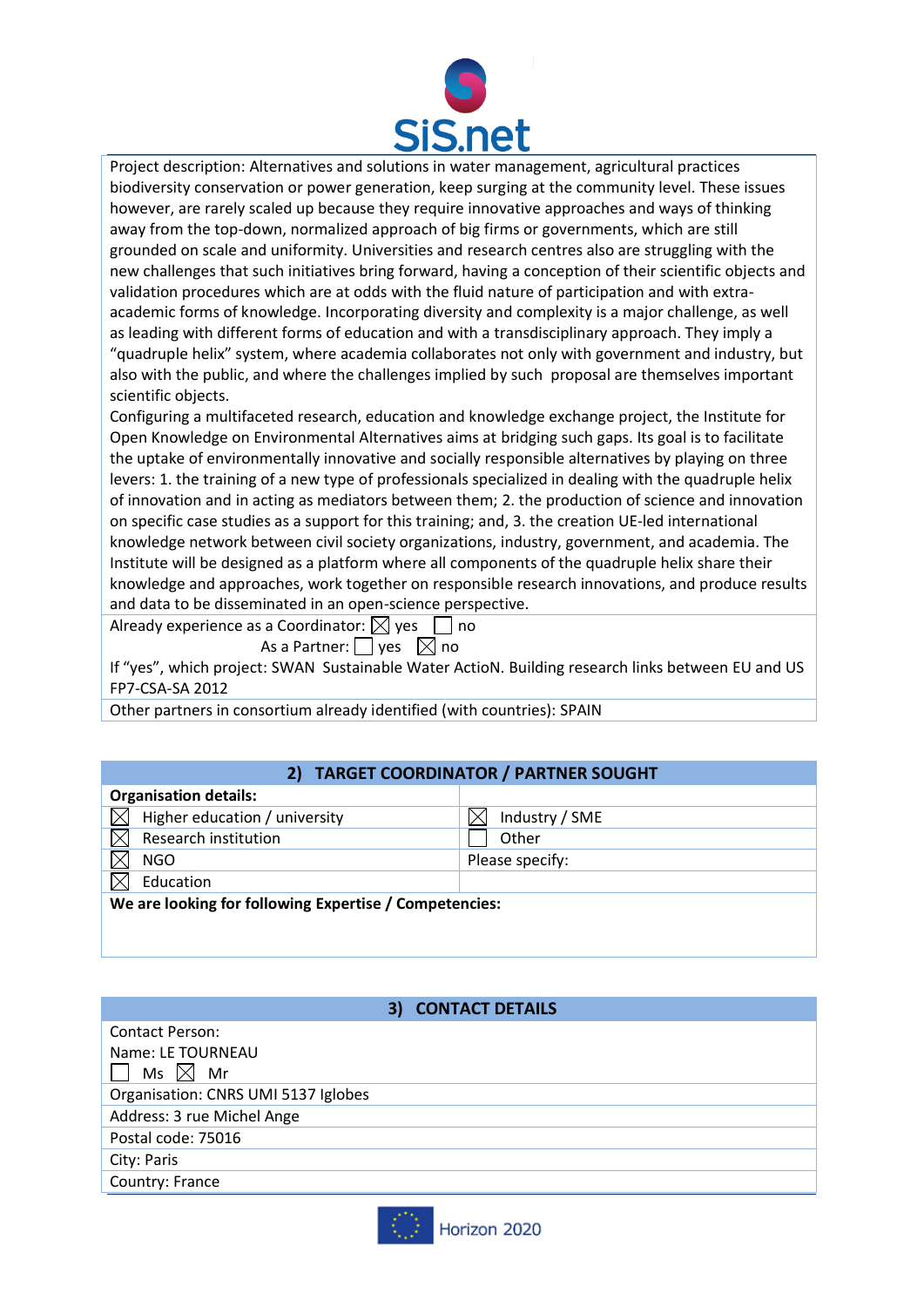Project description: Alternatives and solutions in water management, agricultural practices biodiversity conservation or power generation, keep surging at the community level. These issues however, are rarely scaled up because they require innovative approaches and ways of thinking away from the top-down, normalized approach of big firms or governments, which are still grounded on scale and uniformity. Universities and research centres also are struggling with the new challenges that such initiatives bring forward, having a conception of their scientific objects and validation procedures which are at odds with the fluid nature of participation and with extra-academic forms of knowledge. Incorporating diversity and complexity is a major challenge, as well as leading with different forms of education and with a transdisciplinary approach. They imply a "quadruple helix" system, where academia collaborates not only with government and industry, but also with the public, and where the challenges implied by such proposal are themselves important scientific objects.

Configuring a multifaceted research, education and knowledge exchange project, the Institute for Open Knowledge on Environmental Alternatives aims at bridging such gaps. Its goal is to facilitate the uptake of environmentally innovative and socially responsible alternatives by playing on three levers: 1. the training of a new type of professionals specialized in dealing with the quadruple helix of innovation and in acting as mediators between them; 2. the production of science and innovation on specific case studies as a support for this training; and, 3. the creation UE-led international knowledge network between civil society organizations, industry, government, and academia. The Institute will be designed as a platform where all components of the quadruple helix share their knowledge and approaches, work together on responsible research innovations, and produce results and data to be disseminated in an open-science perspective.

Already experience as a Coordinator: ☒ yes ☐ no

As a Partner: ☐ yes ☒ no

If "yes", which project: SWAN Sustainable Water ActioN. Building research links between EU and US FP7-CSA-SA 2012

Other partners in consortium already identified (with countries): SPAIN

## 2) TARGET COORDINATOR / PARTNER SOUGHT

| **Organisation details:** | |
|---|---|
| ☒ Higher education / university | ☒ Industry / SME |
| ☒ Research institution | ☐ Other |
| ☒ NGO | Please specify: |
| ☒ Education | |

**We are looking for following Expertise / Competencies:**

## 3) CONTACT DETAILS

Contact Person:

Name: LE TOURNEAU

☐ Ms ☒ Mr

Organisation: CNRS UMI 5137 Iglobes

Address: 3 rue Michel Ange

Postal code: 75016

City: Paris

Country: France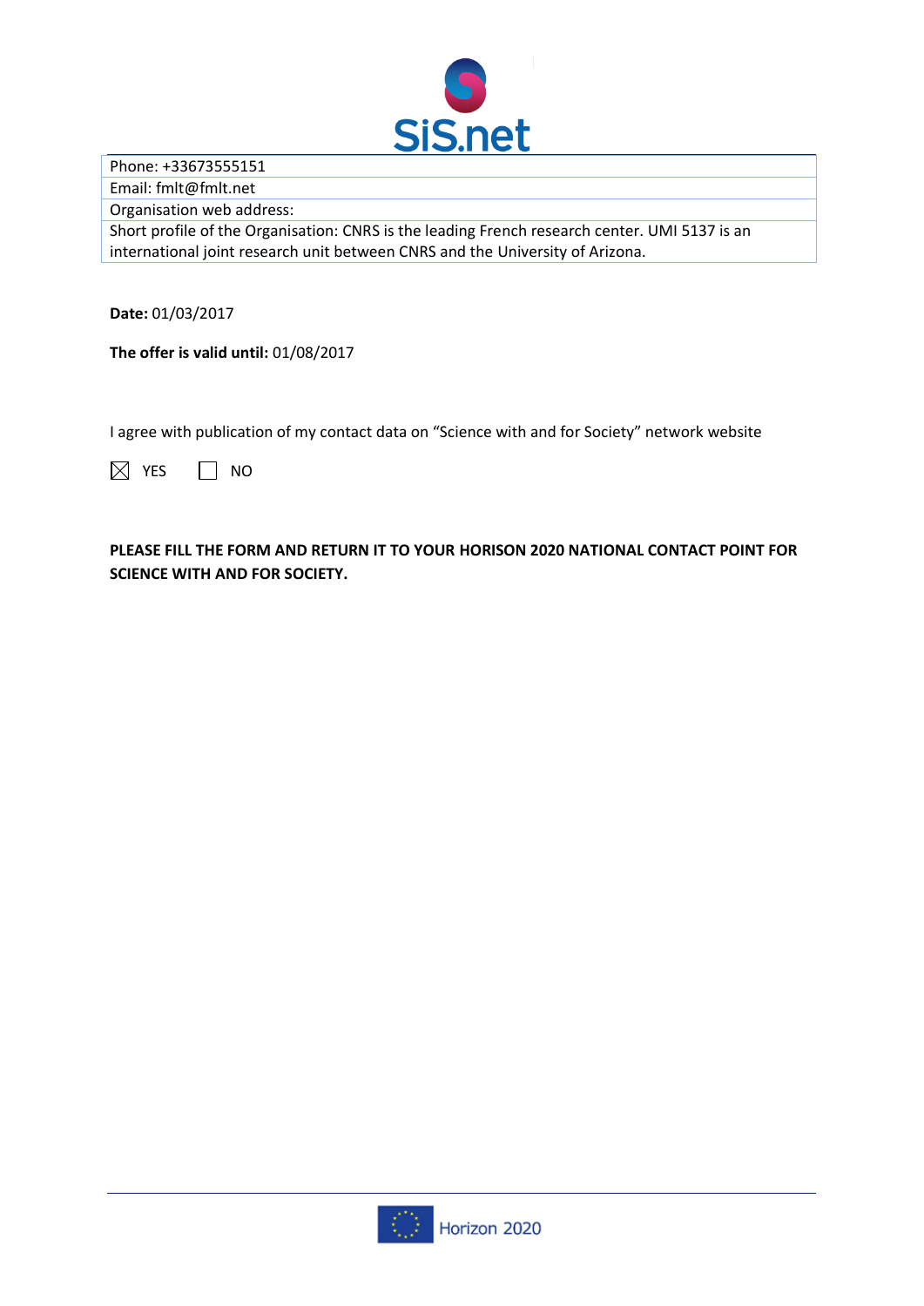| |
|---|
| Phone: +33673555151 |
| Email: fmlt@fmlt.net |
| Organisation web address: |
| Short profile of the Organisation: CNRS is the leading French research center. UMI 5137 is an international joint research unit between CNRS and the University of Arizona. |

**Date:** 01/03/2017

**The offer is valid until:** 01/08/2017

I agree with publication of my contact data on “Science with and for Society” network website

☒ YES ☐ NO

**PLEASE FILL THE FORM AND RETURN IT TO YOUR HORISON 2020 NATIONAL CONTACT POINT FOR SCIENCE WITH AND FOR SOCIETY.**